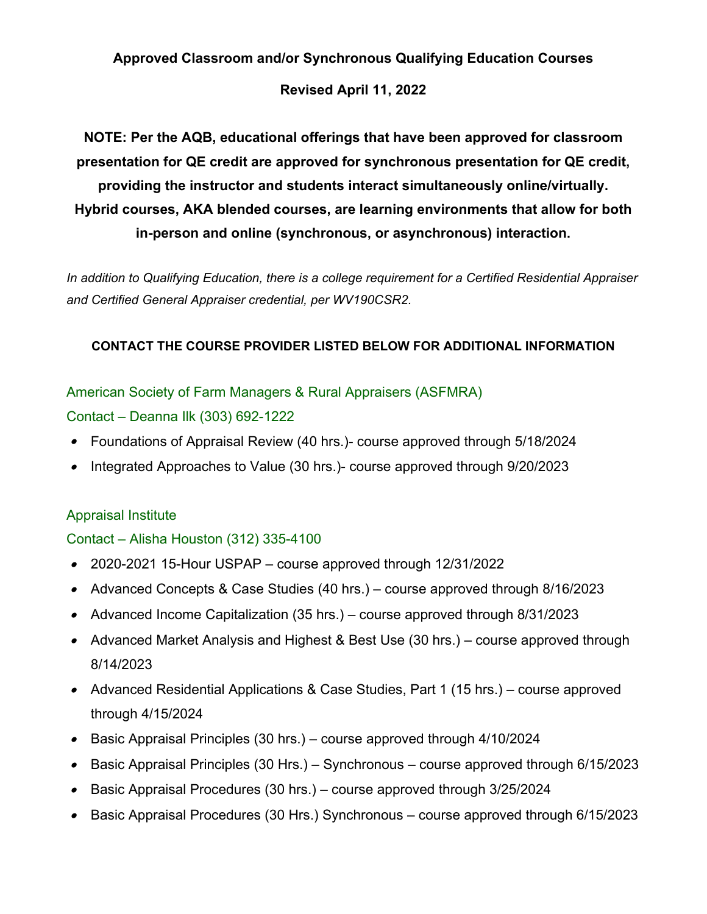# Approved Classroom and/or Synchronous Qualifying Education Courses

**Revised April 11, 2022**

**NOTE: Per the AQB, educational offerings that have been approved for classroom presentation for QE credit are approved for synchronous presentation for QE credit, providing the instructor and students interact simultaneously online/virtually. Hybrid courses, AKA blended courses, are learning environments that allow for both in-person and online (synchronous, or asynchronous) interaction.**

*In addition to Qualifying Education, there is a college requirement for a Certified Residential Appraiser and Certified General Appraiser credential, per WV190CSR2.*

**CONTACT THE COURSE PROVIDER LISTED BELOW FOR ADDITIONAL INFORMATION**

## American Society of Farm Managers & Rural Appraisers (ASFMRA)

Contact – Deanna Ilk (303) 692-1222

- Foundations of Appraisal Review (40 hrs.)- course approved through 5/18/2024
- Integrated Approaches to Value (30 hrs.)- course approved through 9/20/2023

## Appraisal Institute

Contact – Alisha Houston (312) 335-4100

- 2020-2021 15-Hour USPAP – course approved through 12/31/2022
- Advanced Concepts & Case Studies (40 hrs.) – course approved through 8/16/2023
- Advanced Income Capitalization (35 hrs.) – course approved through 8/31/2023
- Advanced Market Analysis and Highest & Best Use (30 hrs.) – course approved through 8/14/2023
- Advanced Residential Applications & Case Studies, Part 1 (15 hrs.) – course approved through 4/15/2024
- Basic Appraisal Principles (30 hrs.) – course approved through 4/10/2024
- Basic Appraisal Principles (30 Hrs.) – Synchronous – course approved through 6/15/2023
- Basic Appraisal Procedures (30 hrs.) – course approved through 3/25/2024
- Basic Appraisal Procedures (30 Hrs.) Synchronous – course approved through 6/15/2023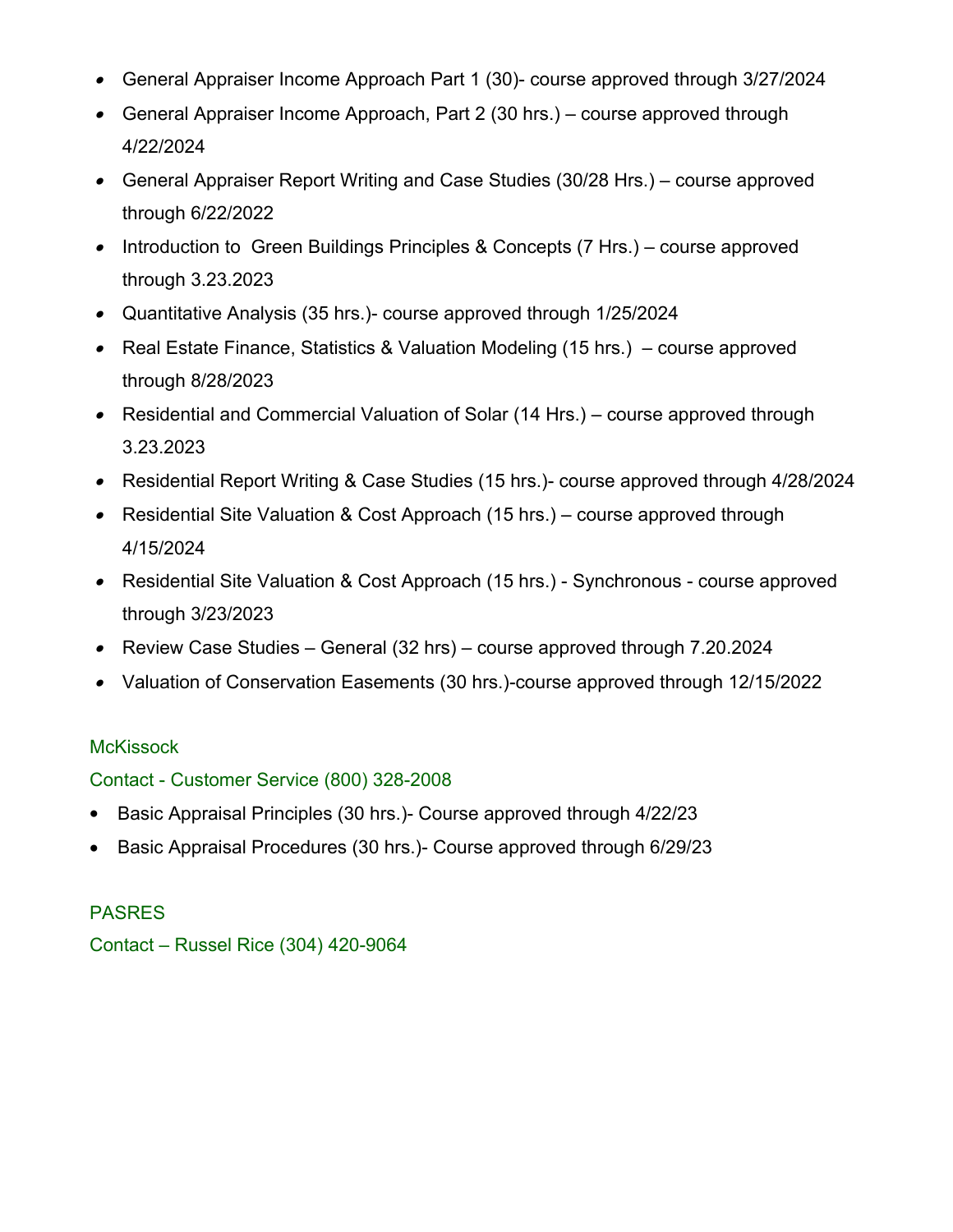- General Appraiser Income Approach Part 1 (30)- course approved through 3/27/2024
- General Appraiser Income Approach, Part 2 (30 hrs.) – course approved through 4/22/2024
- General Appraiser Report Writing and Case Studies (30/28 Hrs.) – course approved through 6/22/2022
- Introduction to  Green Buildings Principles & Concepts (7 Hrs.) – course approved through 3.23.2023
- Quantitative Analysis (35 hrs.)- course approved through 1/25/2024
- Real Estate Finance, Statistics & Valuation Modeling (15 hrs.)  – course approved through 8/28/2023
- Residential and Commercial Valuation of Solar (14 Hrs.) – course approved through 3.23.2023
- Residential Report Writing & Case Studies (15 hrs.)- course approved through 4/28/2024
- Residential Site Valuation & Cost Approach (15 hrs.) – course approved through 4/15/2024
- Residential Site Valuation & Cost Approach (15 hrs.) - Synchronous - course approved through 3/23/2023
- Review Case Studies – General (32 hrs) – course approved through 7.20.2024
- Valuation of Conservation Easements (30 hrs.)-course approved through 12/15/2022

McKissock

Contact - Customer Service (800) 328-2008

- Basic Appraisal Principles (30 hrs.)- Course approved through 4/22/23
- Basic Appraisal Procedures (30 hrs.)- Course approved through 6/29/23

PASRES

Contact – Russel Rice (304) 420-9064